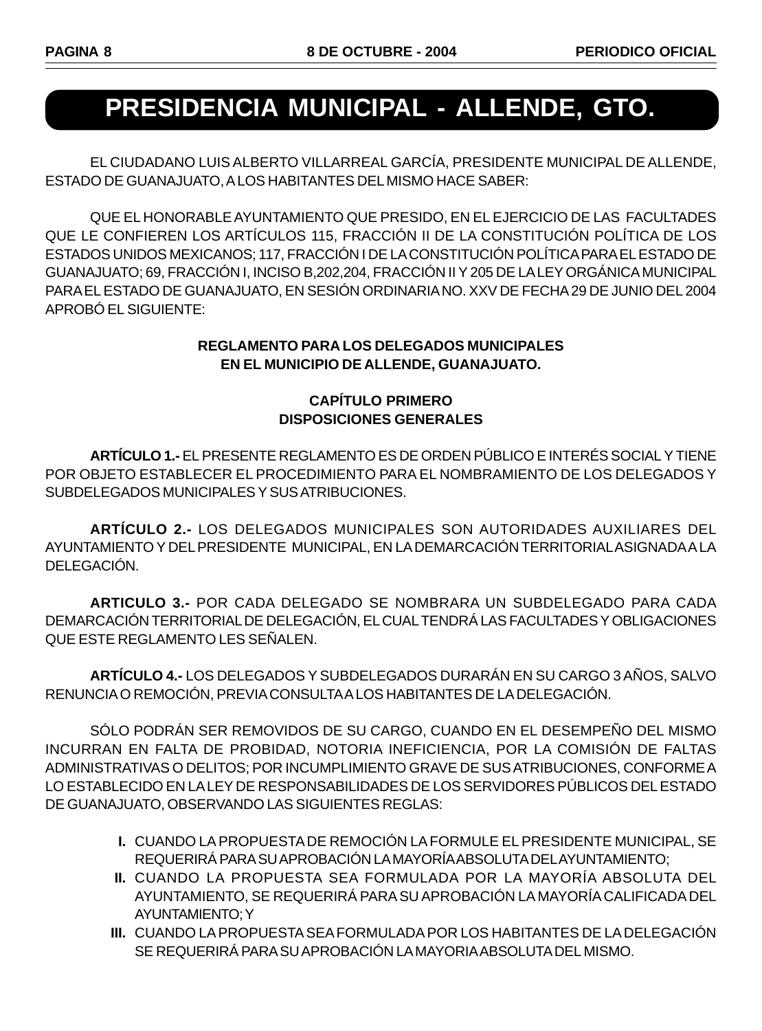# PRESIDENCIA MUNICIPAL - ALLENDE, GTO.

EL CIUDADANO LUIS ALBERTO VILLARREAL GARCÍA, PRESIDENTE MUNICIPAL DE ALLENDE, ESTADO DE GUANAJUATO, A LOS HABITANTES DEL MISMO HACE SABER:

QUE EL HONORABLE AYUNTAMIENTO QUE PRESIDO, EN EL EJERCICIO DE LAS FACULTADES QUE LE CONFIEREN LOS ARTÍCULOS 115, FRACCIÓN II DE LA CONSTITUCIÓN POLÍTICA DE LOS ESTADOS UNIDOS MEXICANOS; 117, FRACCIÓN I DE LA CONSTITUCIÓN POLÍTICA PARA EL ESTADO DE GUANAJUATO; 69, FRACCIÓN I, INCISO B,202,204, FRACCIÓN II Y 205 DE LA LEY ORGÁNICA MUNICIPAL PARA EL ESTADO DE GUANAJUATO, EN SESIÓN ORDINARIA NO. XXV DE FECHA 29 DE JUNIO DEL 2004 APROBÓ EL SIGUIENTE:

## REGLAMENTO PARA LOS DELEGADOS MUNICIPALES EN EL MUNICIPIO DE ALLENDE, GUANAJUATO.

### CAPÍTULO PRIMERO
### DISPOSICIONES GENERALES

**ARTÍCULO 1.-** EL PRESENTE REGLAMENTO ES DE ORDEN PÚBLICO E INTERÉS SOCIAL Y TIENE POR OBJETO ESTABLECER EL PROCEDIMIENTO PARA EL NOMBRAMIENTO DE LOS DELEGADOS Y SUBDELEGADOS MUNICIPALES Y SUS ATRIBUCIONES.

**ARTÍCULO 2.-** LOS DELEGADOS MUNICIPALES SON AUTORIDADES AUXILIARES DEL AYUNTAMIENTO Y DEL PRESIDENTE MUNICIPAL, EN LA DEMARCACIÓN TERRITORIAL ASIGNADA A LA DELEGACIÓN.

**ARTICULO 3.-** POR CADA DELEGADO SE NOMBRARA UN SUBDELEGADO PARA CADA DEMARCACIÓN TERRITORIAL DE DELEGACIÓN, EL CUAL TENDRÁ LAS FACULTADES Y OBLIGACIONES QUE ESTE REGLAMENTO LES SEÑALEN.

**ARTÍCULO 4.-** LOS DELEGADOS Y SUBDELEGADOS DURARÁN EN SU CARGO 3 AÑOS, SALVO RENUNCIA O REMOCIÓN, PREVIA CONSULTA A LOS HABITANTES DE LA DELEGACIÓN.

SÓLO PODRÁN SER REMOVIDOS DE SU CARGO, CUANDO EN EL DESEMPEÑO DEL MISMO INCURRAN EN FALTA DE PROBIDAD, NOTORIA INEFICIENCIA, POR LA COMISIÓN DE FALTAS ADMINISTRATIVAS O DELITOS; POR INCUMPLIMIENTO GRAVE DE SUS ATRIBUCIONES, CONFORME A LO ESTABLECIDO EN LA LEY DE RESPONSABILIDADES DE LOS SERVIDORES PÚBLICOS DEL ESTADO DE GUANAJUATO, OBSERVANDO LAS SIGUIENTES REGLAS:

- **I.** CUANDO LA PROPUESTA DE REMOCIÓN LA FORMULE EL PRESIDENTE MUNICIPAL, SE REQUERIRÁ PARA SU APROBACIÓN LA MAYORÍA ABSOLUTA DEL AYUNTAMIENTO;
- **II.** CUANDO LA PROPUESTA SEA FORMULADA POR LA MAYORÍA ABSOLUTA DEL AYUNTAMIENTO, SE REQUERIRÁ PARA SU APROBACIÓN LA MAYORÍA CALIFICADA DEL AYUNTAMIENTO; Y
- **III.** CUANDO LA PROPUESTA SEA FORMULADA POR LOS HABITANTES DE LA DELEGACIÓN SE REQUERIRÁ PARA SU APROBACIÓN LA MAYORIA ABSOLUTA DEL MISMO.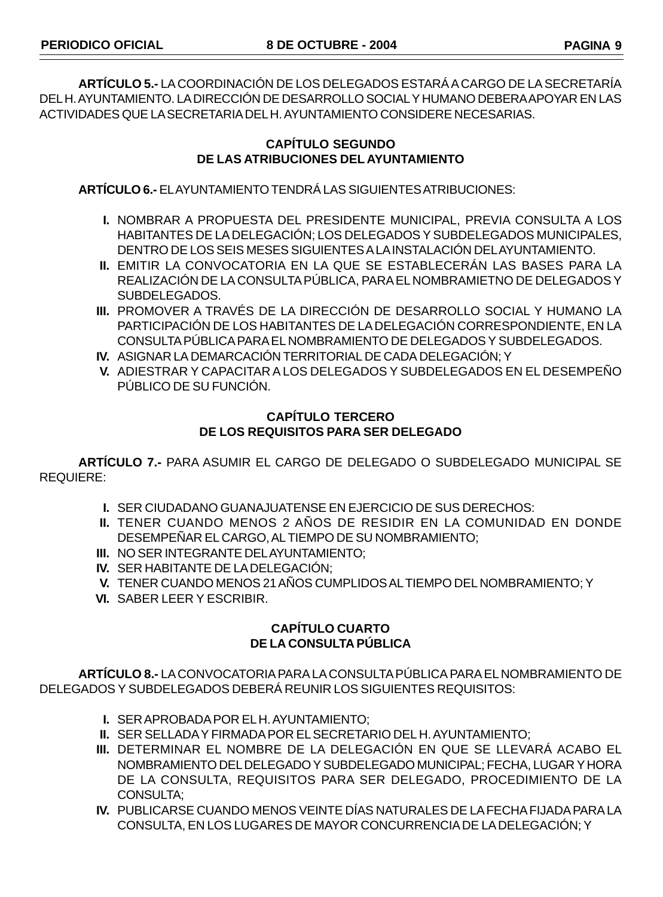**ARTÍCULO 5.-** LA COORDINACIÓN DE LOS DELEGADOS ESTARÁ A CARGO DE LA SECRETARÍA DEL H. AYUNTAMIENTO. LA DIRECCIÓN DE DESARROLLO SOCIAL Y HUMANO DEBERA APOYAR EN LAS ACTIVIDADES QUE LA SECRETARIA DEL H. AYUNTAMIENTO CONSIDERE NECESARIAS.

## CAPÍTULO SEGUNDO
## DE LAS ATRIBUCIONES DEL AYUNTAMIENTO

**ARTÍCULO 6.-** EL AYUNTAMIENTO TENDRÁ LAS SIGUIENTES ATRIBUCIONES:

- **I.** NOMBRAR A PROPUESTA DEL PRESIDENTE MUNICIPAL, PREVIA CONSULTA A LOS HABITANTES DE LA DELEGACIÓN; LOS DELEGADOS Y SUBDELEGADOS MUNICIPALES, DENTRO DE LOS SEIS MESES SIGUIENTES A LA INSTALACIÓN DEL AYUNTAMIENTO.
- **II.** EMITIR LA CONVOCATORIA EN LA QUE SE ESTABLECERÁN LAS BASES PARA LA REALIZACIÓN DE LA CONSULTA PÚBLICA, PARA EL NOMBRAMIETNO DE DELEGADOS Y SUBDELEGADOS.
- **III.** PROMOVER A TRAVÉS DE LA DIRECCIÓN DE DESARROLLO SOCIAL Y HUMANO LA PARTICIPACIÓN DE LOS HABITANTES DE LA DELEGACIÓN CORRESPONDIENTE, EN LA CONSULTA PÚBLICA PARA EL NOMBRAMIENTO DE DELEGADOS Y SUBDELEGADOS.
- **IV.** ASIGNAR LA DEMARCACIÓN TERRITORIAL DE CADA DELEGACIÓN; Y
- **V.** ADIESTRAR Y CAPACITAR A LOS DELEGADOS Y SUBDELEGADOS EN EL DESEMPEÑO PÚBLICO DE SU FUNCIÓN.

## CAPÍTULO TERCERO
## DE LOS REQUISITOS PARA SER DELEGADO

**ARTÍCULO 7.-** PARA ASUMIR EL CARGO DE DELEGADO O SUBDELEGADO MUNICIPAL SE REQUIERE:

- **I.** SER CIUDADANO GUANAJUATENSE EN EJERCICIO DE SUS DERECHOS:
- **II.** TENER CUANDO MENOS 2 AÑOS DE RESIDIR EN LA COMUNIDAD EN DONDE DESEMPEÑAR EL CARGO, AL TIEMPO DE SU NOMBRAMIENTO;
- **III.** NO SER INTEGRANTE DEL AYUNTAMIENTO;
- **IV.** SER HABITANTE DE LA DELEGACIÓN;
- **V.** TENER CUANDO MENOS 21 AÑOS CUMPLIDOS AL TIEMPO DEL NOMBRAMIENTO; Y
- **VI.** SABER LEER Y ESCRIBIR.

## CAPÍTULO CUARTO
## DE LA CONSULTA PÚBLICA

**ARTÍCULO 8.-** LA CONVOCATORIA PARA LA CONSULTA PÚBLICA PARA EL NOMBRAMIENTO DE DELEGADOS Y SUBDELEGADOS DEBERÁ REUNIR LOS SIGUIENTES REQUISITOS:

- **I.** SER APROBADA POR EL H. AYUNTAMIENTO;
- **II.** SER SELLADA Y FIRMADA POR EL SECRETARIO DEL H. AYUNTAMIENTO;
- **III.** DETERMINAR EL NOMBRE DE LA DELEGACIÓN EN QUE SE LLEVARÁ ACABO EL NOMBRAMIENTO DEL DELEGADO Y SUBDELEGADO MUNICIPAL; FECHA, LUGAR Y HORA DE LA CONSULTA, REQUISITOS PARA SER DELEGADO, PROCEDIMIENTO DE LA CONSULTA;
- **IV.** PUBLICARSE CUANDO MENOS VEINTE DÍAS NATURALES DE LA FECHA FIJADA PARA LA CONSULTA, EN LOS LUGARES DE MAYOR CONCURRENCIA DE LA DELEGACIÓN; Y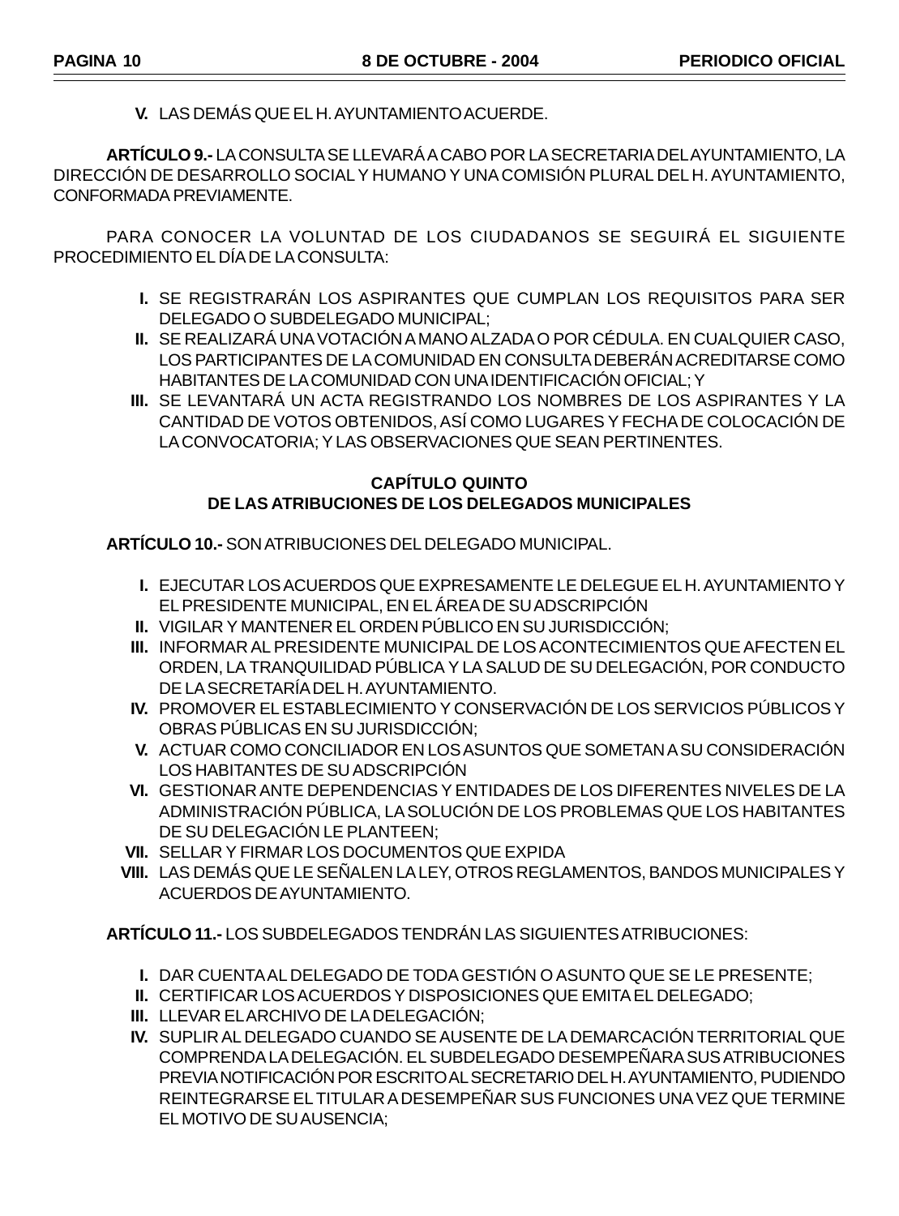**V.** LAS DEMÁS QUE EL H. AYUNTAMIENTO ACUERDE.

**ARTÍCULO 9.-** LA CONSULTA SE LLEVARÁ A CABO POR LA SECRETARIA DEL AYUNTAMIENTO, LA DIRECCIÓN DE DESARROLLO SOCIAL Y HUMANO Y UNA COMISIÓN PLURAL DEL H. AYUNTAMIENTO, CONFORMADA PREVIAMENTE.

PARA CONOCER LA VOLUNTAD DE LOS CIUDADANOS SE SEGUIRÁ EL SIGUIENTE PROCEDIMIENTO EL DÍA DE LA CONSULTA:

**I.** SE REGISTRARÁN LOS ASPIRANTES QUE CUMPLAN LOS REQUISITOS PARA SER DELEGADO O SUBDELEGADO MUNICIPAL;

**II.** SE REALIZARÁ UNA VOTACIÓN A MANO ALZADA O POR CÉDULA. EN CUALQUIER CASO, LOS PARTICIPANTES DE LA COMUNIDAD EN CONSULTA DEBERÁN ACREDITARSE COMO HABITANTES DE LA COMUNIDAD CON UNA IDENTIFICACIÓN OFICIAL; Y

**III.** SE LEVANTARÁ UN ACTA REGISTRANDO LOS NOMBRES DE LOS ASPIRANTES Y LA CANTIDAD DE VOTOS OBTENIDOS, ASÍ COMO LUGARES Y FECHA DE COLOCACIÓN DE LA CONVOCATORIA; Y LAS OBSERVACIONES QUE SEAN PERTINENTES.

## CAPÍTULO QUINTO
## DE LAS ATRIBUCIONES DE LOS DELEGADOS MUNICIPALES

**ARTÍCULO 10.-** SON ATRIBUCIONES DEL DELEGADO MUNICIPAL.

**I.** EJECUTAR LOS ACUERDOS QUE EXPRESAMENTE LE DELEGUE EL H. AYUNTAMIENTO Y EL PRESIDENTE MUNICIPAL, EN EL ÁREA DE SU ADSCRIPCIÓN

**II.** VIGILAR Y MANTENER EL ORDEN PÚBLICO EN SU JURISDICCIÓN;

**III.** INFORMAR AL PRESIDENTE MUNICIPAL DE LOS ACONTECIMIENTOS QUE AFECTEN EL ORDEN, LA TRANQUILIDAD PÚBLICA Y LA SALUD DE SU DELEGACIÓN, POR CONDUCTO DE LA SECRETARÍA DEL H. AYUNTAMIENTO.

**IV.** PROMOVER EL ESTABLECIMIENTO Y CONSERVACIÓN DE LOS SERVICIOS PÚBLICOS Y OBRAS PÚBLICAS EN SU JURISDICCIÓN;

**V.** ACTUAR COMO CONCILIADOR EN LOS ASUNTOS QUE SOMETAN A SU CONSIDERACIÓN LOS HABITANTES DE SU ADSCRIPCIÓN

**VI.** GESTIONAR ANTE DEPENDENCIAS Y ENTIDADES DE LOS DIFERENTES NIVELES DE LA ADMINISTRACIÓN PÚBLICA, LA SOLUCIÓN DE LOS PROBLEMAS QUE LOS HABITANTES DE SU DELEGACIÓN LE PLANTEEN;

**VII.** SELLAR Y FIRMAR LOS DOCUMENTOS QUE EXPIDA

**VIII.** LAS DEMÁS QUE LE SEÑALEN LA LEY, OTROS REGLAMENTOS, BANDOS MUNICIPALES Y ACUERDOS DE AYUNTAMIENTO.

**ARTÍCULO 11.-** LOS SUBDELEGADOS TENDRÁN LAS SIGUIENTES ATRIBUCIONES:

**I.** DAR CUENTA AL DELEGADO DE TODA GESTIÓN O ASUNTO QUE SE LE PRESENTE;

**II.** CERTIFICAR LOS ACUERDOS Y DISPOSICIONES QUE EMITA EL DELEGADO;

**III.** LLEVAR EL ARCHIVO DE LA DELEGACIÓN;

**IV.** SUPLIR AL DELEGADO CUANDO SE AUSENTE DE LA DEMARCACIÓN TERRITORIAL QUE COMPRENDA LA DELEGACIÓN. EL SUBDELEGADO DESEMPEÑARA SUS ATRIBUCIONES PREVIA NOTIFICACIÓN POR ESCRITO AL SECRETARIO DEL H. AYUNTAMIENTO, PUDIENDO REINTEGRARSE EL TITULAR A DESEMPEÑAR SUS FUNCIONES UNA VEZ QUE TERMINE EL MOTIVO DE SU AUSENCIA;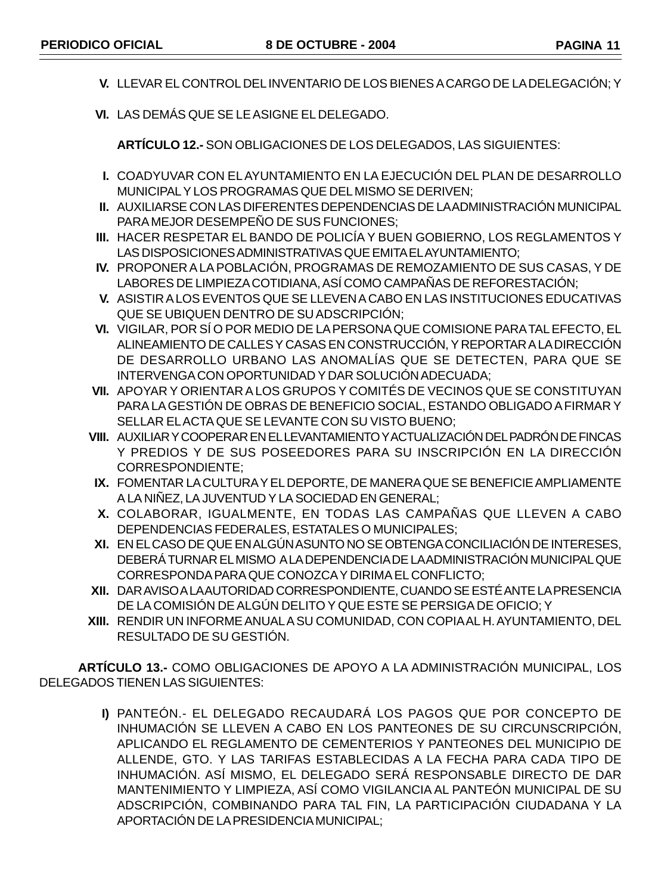**V.** LLEVAR EL CONTROL DEL INVENTARIO DE LOS BIENES A CARGO DE LA DELEGACIÓN; Y

**VI.** LAS DEMÁS QUE SE LE ASIGNE EL DELEGADO.

**ARTÍCULO 12.-** SON OBLIGACIONES DE LOS DELEGADOS, LAS SIGUIENTES:

**I.** COADYUVAR CON EL AYUNTAMIENTO EN LA EJECUCIÓN DEL PLAN DE DESARROLLO MUNICIPAL Y LOS PROGRAMAS QUE DEL MISMO SE DERIVEN;

**II.** AUXILIARSE CON LAS DIFERENTES DEPENDENCIAS DE LA ADMINISTRACIÓN MUNICIPAL PARA MEJOR DESEMPEÑO DE SUS FUNCIONES;

**III.** HACER RESPETAR EL BANDO DE POLICÍA Y BUEN GOBIERNO, LOS REGLAMENTOS Y LAS DISPOSICIONES ADMINISTRATIVAS QUE EMITA EL AYUNTAMIENTO;

**IV.** PROPONER A LA POBLACIÓN, PROGRAMAS DE REMOZAMIENTO DE SUS CASAS, Y DE LABORES DE LIMPIEZA COTIDIANA, ASÍ COMO CAMPAÑAS DE REFORESTACIÓN;

**V.** ASISTIR A LOS EVENTOS QUE SE LLEVEN A CABO EN LAS INSTITUCIONES EDUCATIVAS QUE SE UBIQUEN DENTRO DE SU ADSCRIPCIÓN;

**VI.** VIGILAR, POR SÍ O POR MEDIO DE LA PERSONA QUE COMISIONE PARA TAL EFECTO, EL ALINEAMIENTO DE CALLES Y CASAS EN CONSTRUCCIÓN, Y REPORTAR A LA DIRECCIÓN DE DESARROLLO URBANO LAS ANOMALÍAS QUE SE DETECTEN, PARA QUE SE INTERVENGA CON OPORTUNIDAD Y DAR SOLUCIÓN ADECUADA;

**VII.** APOYAR Y ORIENTAR A LOS GRUPOS Y COMITÉS DE VECINOS QUE SE CONSTITUYAN PARA LA GESTIÓN DE OBRAS DE BENEFICIO SOCIAL, ESTANDO OBLIGADO A FIRMAR Y SELLAR EL ACTA QUE SE LEVANTE CON SU VISTO BUENO;

**VIII.** AUXILIAR Y COOPERAR EN EL LEVANTAMIENTO Y ACTUALIZACIÓN DEL PADRÓN DE FINCAS Y PREDIOS Y DE SUS POSEEDORES PARA SU INSCRIPCIÓN EN LA DIRECCIÓN CORRESPONDIENTE;

**IX.** FOMENTAR LA CULTURA Y EL DEPORTE, DE MANERA QUE SE BENEFICIE AMPLIAMENTE A LA NIÑEZ, LA JUVENTUD Y LA SOCIEDAD EN GENERAL;

**X.** COLABORAR, IGUALMENTE, EN TODAS LAS CAMPAÑAS QUE LLEVEN A CABO DEPENDENCIAS FEDERALES, ESTATALES O MUNICIPALES;

**XI.** EN EL CASO DE QUE EN ALGÚN ASUNTO NO SE OBTENGA CONCILIACIÓN DE INTERESES, DEBERÁ TURNAR EL MISMO A LA DEPENDENCIA DE LA ADMINISTRACIÓN MUNICIPAL QUE CORRESPONDA PARA QUE CONOZCA Y DIRIMA EL CONFLICTO;

**XII.** DAR AVISO A LA AUTORIDAD CORRESPONDIENTE, CUANDO SE ESTÉ ANTE LA PRESENCIA DE LA COMISIÓN DE ALGÚN DELITO Y QUE ESTE SE PERSIGA DE OFICIO; Y

**XIII.** RENDIR UN INFORME ANUAL A SU COMUNIDAD, CON COPIA AL H. AYUNTAMIENTO, DEL RESULTADO DE SU GESTIÓN.

**ARTÍCULO 13.-** COMO OBLIGACIONES DE APOYO A LA ADMINISTRACIÓN MUNICIPAL, LOS DELEGADOS TIENEN LAS SIGUIENTES:

**I)** PANTEÓN.- EL DELEGADO RECAUDARÁ LOS PAGOS QUE POR CONCEPTO DE INHUMACIÓN SE LLEVEN A CABO EN LOS PANTEONES DE SU CIRCUNSCRIPCIÓN, APLICANDO EL REGLAMENTO DE CEMENTERIOS Y PANTEONES DEL MUNICIPIO DE ALLENDE, GTO. Y LAS TARIFAS ESTABLECIDAS A LA FECHA PARA CADA TIPO DE INHUMACIÓN. ASÍ MISMO, EL DELEGADO SERÁ RESPONSABLE DIRECTO DE DAR MANTENIMIENTO Y LIMPIEZA, ASÍ COMO VIGILANCIA AL PANTEÓN MUNICIPAL DE SU ADSCRIPCIÓN, COMBINANDO PARA TAL FIN, LA PARTICIPACIÓN CIUDADANA Y LA APORTACIÓN DE LA PRESIDENCIA MUNICIPAL;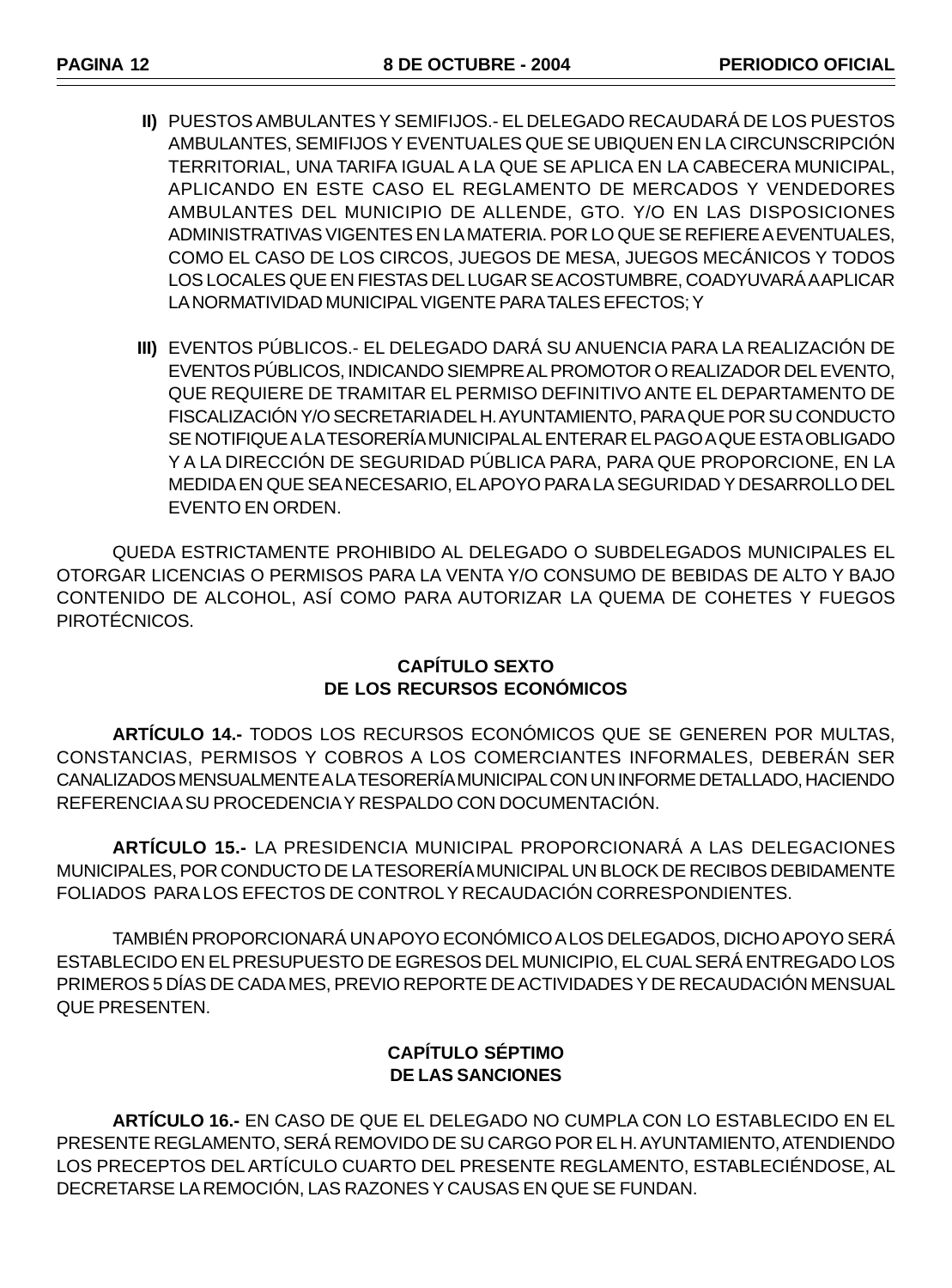**II)** PUESTOS AMBULANTES Y SEMIFIJOS.- EL DELEGADO RECAUDARÁ DE LOS PUESTOS AMBULANTES, SEMIFIJOS Y EVENTUALES QUE SE UBIQUEN EN LA CIRCUNSCRIPCIÓN TERRITORIAL, UNA TARIFA IGUAL A LA QUE SE APLICA EN LA CABECERA MUNICIPAL, APLICANDO EN ESTE CASO EL REGLAMENTO DE MERCADOS Y VENDEDORES AMBULANTES DEL MUNICIPIO DE ALLENDE, GTO. Y/O EN LAS DISPOSICIONES ADMINISTRATIVAS VIGENTES EN LA MATERIA. POR LO QUE SE REFIERE A EVENTUALES, COMO EL CASO DE LOS CIRCOS, JUEGOS DE MESA, JUEGOS MECÁNICOS Y TODOS LOS LOCALES QUE EN FIESTAS DEL LUGAR SE ACOSTUMBRE, COADYUVARÁ A APLICAR LA NORMATIVIDAD MUNICIPAL VIGENTE PARA TALES EFECTOS; Y

**III)** EVENTOS PÚBLICOS.- EL DELEGADO DARÁ SU ANUENCIA PARA LA REALIZACIÓN DE EVENTOS PÚBLICOS, INDICANDO SIEMPRE AL PROMOTOR O REALIZADOR DEL EVENTO, QUE REQUIERE DE TRAMITAR EL PERMISO DEFINITIVO ANTE EL DEPARTAMENTO DE FISCALIZACIÓN Y/O SECRETARIA DEL H. AYUNTAMIENTO, PARA QUE POR SU CONDUCTO SE NOTIFIQUE A LA TESORERÍA MUNICIPAL AL ENTERAR EL PAGO A QUE ESTA OBLIGADO Y A LA DIRECCIÓN DE SEGURIDAD PÚBLICA PARA, PARA QUE PROPORCIONE, EN LA MEDIDA EN QUE SEA NECESARIO, EL APOYO PARA LA SEGURIDAD Y DESARROLLO DEL EVENTO EN ORDEN.

QUEDA ESTRICTAMENTE PROHIBIDO AL DELEGADO O SUBDELEGADOS MUNICIPALES EL OTORGAR LICENCIAS O PERMISOS PARA LA VENTA Y/O CONSUMO DE BEBIDAS DE ALTO Y BAJO CONTENIDO DE ALCOHOL, ASÍ COMO PARA AUTORIZAR LA QUEMA DE COHETES Y FUEGOS PIROTÉCNICOS.

## CAPÍTULO SEXTO
## DE LOS RECURSOS ECONÓMICOS

**ARTÍCULO 14.-** TODOS LOS RECURSOS ECONÓMICOS QUE SE GENEREN POR MULTAS, CONSTANCIAS, PERMISOS Y COBROS A LOS COMERCIANTES INFORMALES, DEBERÁN SER CANALIZADOS MENSUALMENTE A LA TESORERÍA MUNICIPAL CON UN INFORME DETALLADO, HACIENDO REFERENCIA A SU PROCEDENCIA Y RESPALDO CON DOCUMENTACIÓN.

**ARTÍCULO 15.-** LA PRESIDENCIA MUNICIPAL PROPORCIONARÁ A LAS DELEGACIONES MUNICIPALES, POR CONDUCTO DE LA TESORERÍA MUNICIPAL UN BLOCK DE RECIBOS DEBIDAMENTE FOLIADOS PARA LOS EFECTOS DE CONTROL Y RECAUDACIÓN CORRESPONDIENTES.

TAMBIÉN PROPORCIONARÁ UN APOYO ECONÓMICO A LOS DELEGADOS, DICHO APOYO SERÁ ESTABLECIDO EN EL PRESUPUESTO DE EGRESOS DEL MUNICIPIO, EL CUAL SERÁ ENTREGADO LOS PRIMEROS 5 DÍAS DE CADA MES, PREVIO REPORTE DE ACTIVIDADES Y DE RECAUDACIÓN MENSUAL QUE PRESENTEN.

## CAPÍTULO SÉPTIMO
## DE LAS SANCIONES

**ARTÍCULO 16.-** EN CASO DE QUE EL DELEGADO NO CUMPLA CON LO ESTABLECIDO EN EL PRESENTE REGLAMENTO, SERÁ REMOVIDO DE SU CARGO POR EL H. AYUNTAMIENTO, ATENDIENDO LOS PRECEPTOS DEL ARTÍCULO CUARTO DEL PRESENTE REGLAMENTO, ESTABLECIÉNDOSE, AL DECRETARSE LA REMOCIÓN, LAS RAZONES Y CAUSAS EN QUE SE FUNDAN.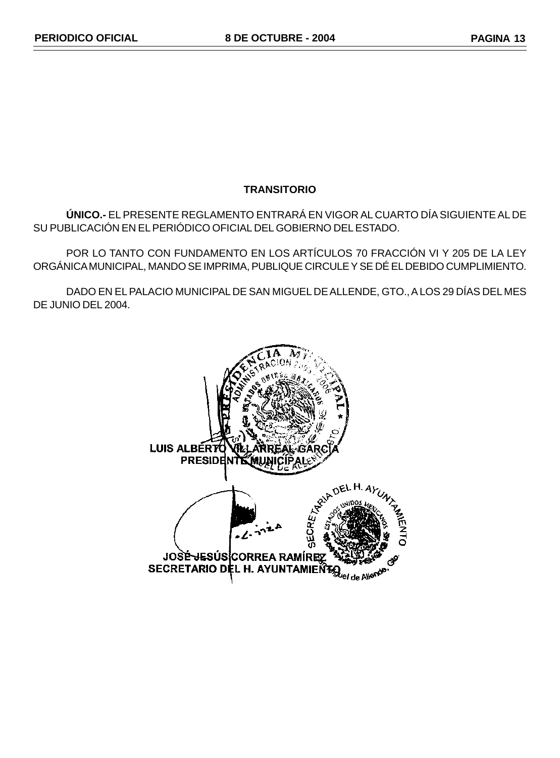**TRANSITORIO**

**ÚNICO.-** EL PRESENTE REGLAMENTO ENTRARÁ EN VIGOR AL CUARTO DÍA SIGUIENTE AL DE SU PUBLICACIÓN EN EL PERIÓDICO OFICIAL DEL GOBIERNO DEL ESTADO.

POR LO TANTO CON FUNDAMENTO EN LOS ARTÍCULOS 70 FRACCIÓN VI Y 205 DE LA LEY ORGÁNICA MUNICIPAL, MANDO SE IMPRIMA, PUBLIQUE CIRCULE Y SE DÉ EL DEBIDO CUMPLIMIENTO.

DADO EN EL PALACIO MUNICIPAL DE SAN MIGUEL DE ALLENDE, GTO., A LOS 29 DÍAS DEL MES DE JUNIO DEL 2004.

**LUIS ALBERTO VILLARREAL GARCÍA**
**PRESIDENTE MUNICIPAL**

**JOSÉ JESÚS CORREA RAMÍREZ**
**SECRETARIO DEL H. AYUNTAMIENTO**